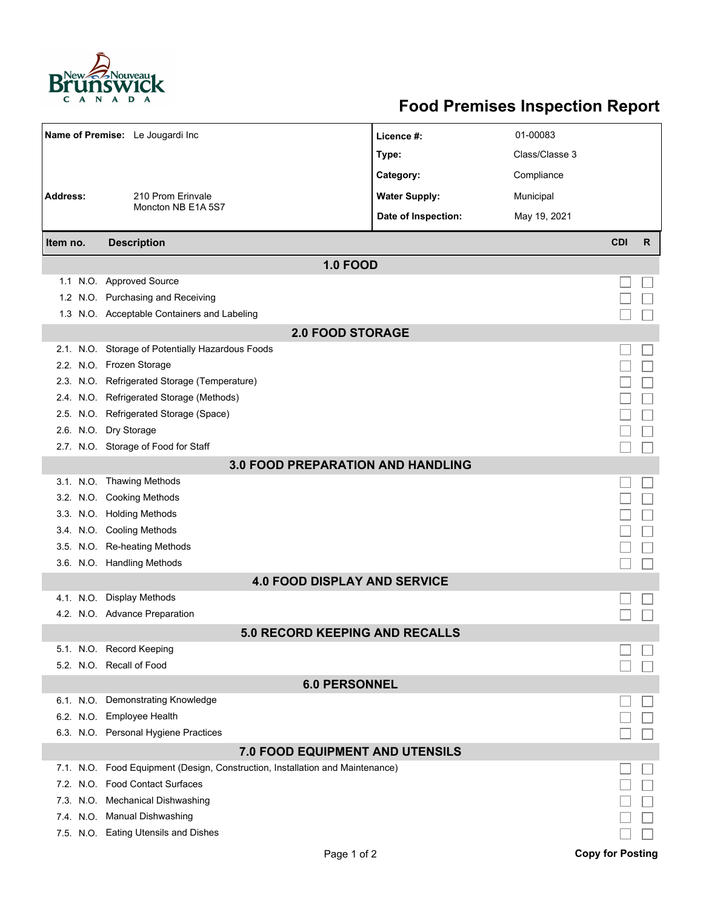# Food Premises Inspection Report

| | | | |
|---|---|---|---|
| **Name of Premise:** | Le Jougardi Inc | **Licence #:** | 01-00083 |
| | | **Type:** | Class/Classe 3 |
| | | **Category:** | Compliance |
| **Address:** | 210 Prom Erinvale<br>Moncton NB E1A 5S7 | **Water Supply:** | Municipal |
| | | **Date of Inspection:** | May 19, 2021 |

| Item no. | | Description | CDI | R |
|---|---|---|---|---|
| **1.0 FOOD** | | | | |
| 1.1 | N.O. | Approved Source | ☐ | ☐ |
| 1.2 | N.O. | Purchasing and Receiving | ☐ | ☐ |
| 1.3 | N.O. | Acceptable Containers and Labeling | ☐ | ☐ |
| **2.0 FOOD STORAGE** | | | | |
| 2.1. | N.O. | Storage of Potentially Hazardous Foods | ☐ | ☐ |
| 2.2. | N.O. | Frozen Storage | ☐ | ☐ |
| 2.3. | N.O. | Refrigerated Storage (Temperature) | ☐ | ☐ |
| 2.4. | N.O. | Refrigerated Storage (Methods) | ☐ | ☐ |
| 2.5. | N.O. | Refrigerated Storage (Space) | ☐ | ☐ |
| 2.6. | N.O. | Dry Storage | ☐ | ☐ |
| 2.7. | N.O. | Storage of Food for Staff | ☐ | ☐ |
| **3.0 FOOD PREPARATION AND HANDLING** | | | | |
| 3.1. | N.O. | Thawing Methods | ☐ | ☐ |
| 3.2. | N.O. | Cooking Methods | ☐ | ☐ |
| 3.3. | N.O. | Holding Methods | ☐ | ☐ |
| 3.4. | N.O. | Cooling Methods | ☐ | ☐ |
| 3.5. | N.O. | Re-heating Methods | ☐ | ☐ |
| 3.6. | N.O. | Handling Methods | ☐ | ☐ |
| **4.0 FOOD DISPLAY AND SERVICE** | | | | |
| 4.1. | N.O. | Display Methods | ☐ | ☐ |
| 4.2. | N.O. | Advance Preparation | ☐ | ☐ |
| **5.0 RECORD KEEPING AND RECALLS** | | | | |
| 5.1. | N.O. | Record Keeping | ☐ | ☐ |
| 5.2. | N.O. | Recall of Food | ☐ | ☐ |
| **6.0 PERSONNEL** | | | | |
| 6.1. | N.O. | Demonstrating Knowledge | ☐ | ☐ |
| 6.2. | N.O. | Employee Health | ☐ | ☐ |
| 6.3. | N.O. | Personal Hygiene Practices | ☐ | ☐ |
| **7.0 FOOD EQUIPMENT AND UTENSILS** | | | | |
| 7.1. | N.O. | Food Equipment (Design, Construction, Installation and Maintenance) | ☐ | ☐ |
| 7.2. | N.O. | Food Contact Surfaces | ☐ | ☐ |
| 7.3. | N.O. | Mechanical Dishwashing | ☐ | ☐ |
| 7.4. | N.O. | Manual Dishwashing | ☐ | ☐ |
| 7.5. | N.O. | Eating Utensils and Dishes | ☐ | ☐ |

**Copy for Posting**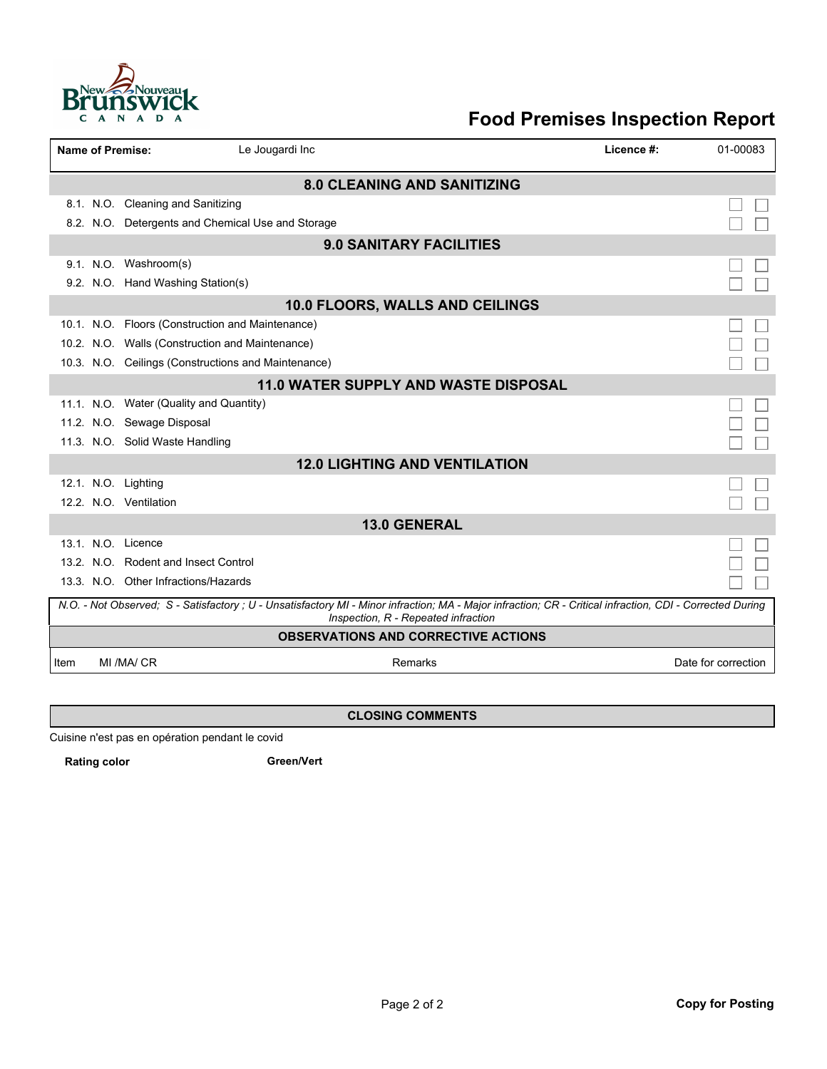# Food Premises Inspection Report

| **Name of Premise:** | Le Jougardi Inc | **Licence #:** | 01-00083 |
|---|---|---|---|

## 8.0 CLEANING AND SANITIZING

| | | | | |
|---|---|---|---|---|
| 8.1. | N.O. | Cleaning and Sanitizing | ☐ | ☐ |
| 8.2. | N.O. | Detergents and Chemical Use and Storage | ☐ | ☐ |

## 9.0 SANITARY FACILITIES

| | | | | |
|---|---|---|---|---|
| 9.1. | N.O. | Washroom(s) | ☐ | ☐ |
| 9.2. | N.O. | Hand Washing Station(s) | ☐ | ☐ |

## 10.0 FLOORS, WALLS AND CEILINGS

| | | | | |
|---|---|---|---|---|
| 10.1. | N.O. | Floors (Construction and Maintenance) | ☐ | ☐ |
| 10.2. | N.O. | Walls (Construction and Maintenance) | ☐ | ☐ |
| 10.3. | N.O. | Ceilings (Constructions and Maintenance) | ☐ | ☐ |

## 11.0 WATER SUPPLY AND WASTE DISPOSAL

| | | | | |
|---|---|---|---|---|
| 11.1. | N.O. | Water (Quality and Quantity) | ☐ | ☐ |
| 11.2. | N.O. | Sewage Disposal | ☐ | ☐ |
| 11.3. | N.O. | Solid Waste Handling | ☐ | ☐ |

## 12.0 LIGHTING AND VENTILATION

| | | | | |
|---|---|---|---|---|
| 12.1. | N.O. | Lighting | ☐ | ☐ |
| 12.2. | N.O. | Ventilation | ☐ | ☐ |

## 13.0 GENERAL

| | | | | |
|---|---|---|---|---|
| 13.1. | N.O. | Licence | ☐ | ☐ |
| 13.2. | N.O. | Rodent and Insect Control | ☐ | ☐ |
| 13.3. | N.O. | Other Infractions/Hazards | ☐ | ☐ |

*N.O. - Not Observed; S - Satisfactory ; U - Unsatisfactory MI - Minor infraction; MA - Major infraction; CR - Critical infraction, CDI - Corrected During Inspection, R - Repeated infraction*

## OBSERVATIONS AND CORRECTIVE ACTIONS

| Item | MI /MA/ CR | Remarks | Date for correction |
|---|---|---|---|

## CLOSING COMMENTS

Cuisine n'est pas en opération pendant le covid

**Rating color** **Green/Vert**

**Copy for Posting**